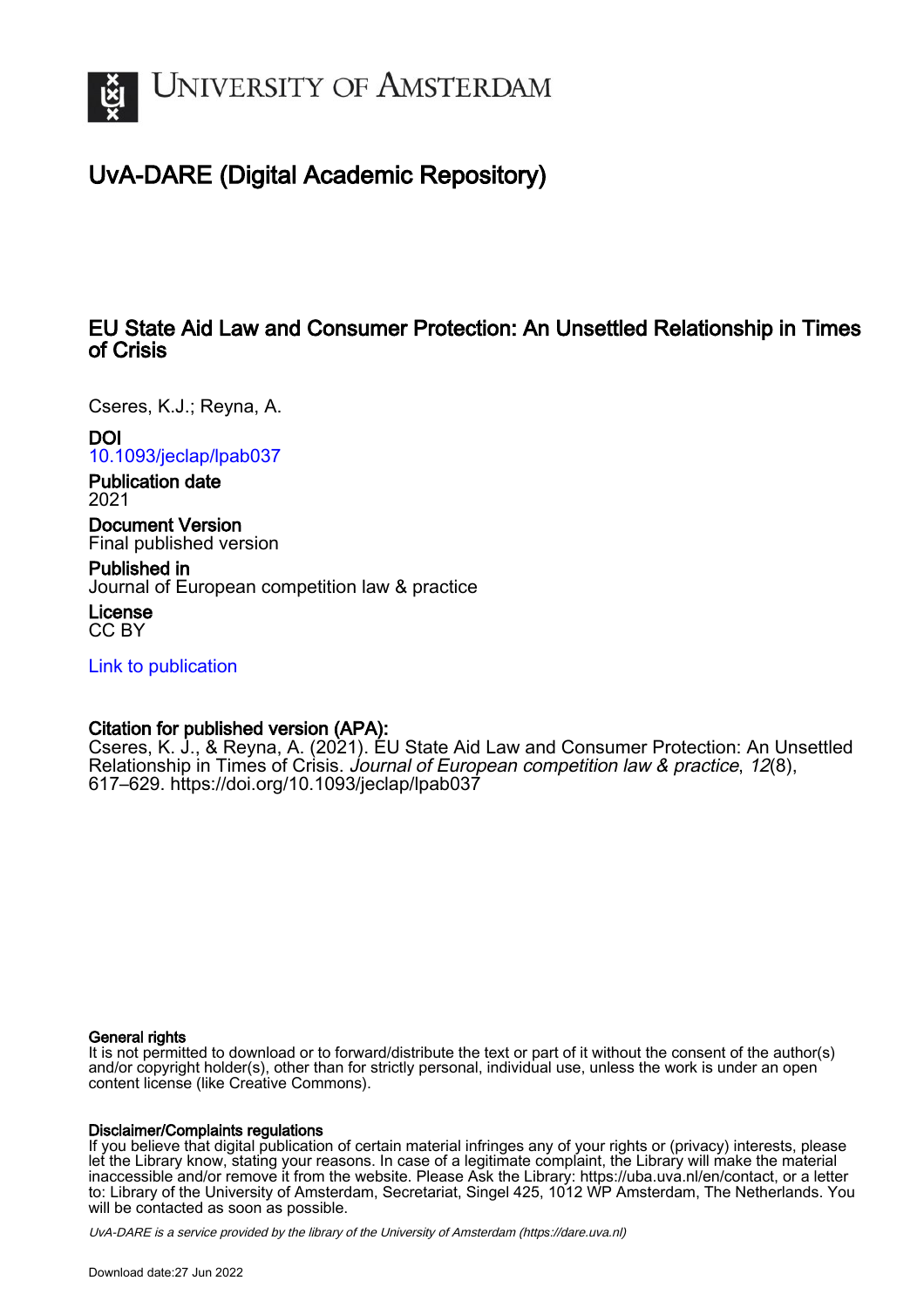# UvA-DARE (Digital Academic Repository)

## EU State Aid Law and Consumer Protection: An Unsettled Relationship in Times of Crisis

Cseres, K.J.; Reyna, A.

**DOI**
[10.1093/jeclap/lpab037](https://doi.org/10.1093/jeclap/lpab037)

**Publication date**
2021

**Document Version**
Final published version

**Published in**
Journal of European competition law & practice

**License**
CC BY

[Link to publication](https://dare.uva.nl)

**Citation for published version (APA):**
Cseres, K. J., & Reyna, A. (2021). EU State Aid Law and Consumer Protection: An Unsettled Relationship in Times of Crisis. *Journal of European competition law & practice*, *12*(8), 617–629. https://doi.org/10.1093/jeclap/lpab037

**General rights**
It is not permitted to download or to forward/distribute the text or part of it without the consent of the author(s) and/or copyright holder(s), other than for strictly personal, individual use, unless the work is under an open content license (like Creative Commons).

**Disclaimer/Complaints regulations**
If you believe that digital publication of certain material infringes any of your rights or (privacy) interests, please let the Library know, stating your reasons. In case of a legitimate complaint, the Library will make the material inaccessible and/or remove it from the website. Please Ask the Library: https://uba.uva.nl/en/contact, or a letter to: Library of the University of Amsterdam, Secretariat, Singel 425, 1012 WP Amsterdam, The Netherlands. You will be contacted as soon as possible.

*UvA-DARE is a service provided by the library of the University of Amsterdam (https://dare.uva.nl)*

Download date:27 Jun 2022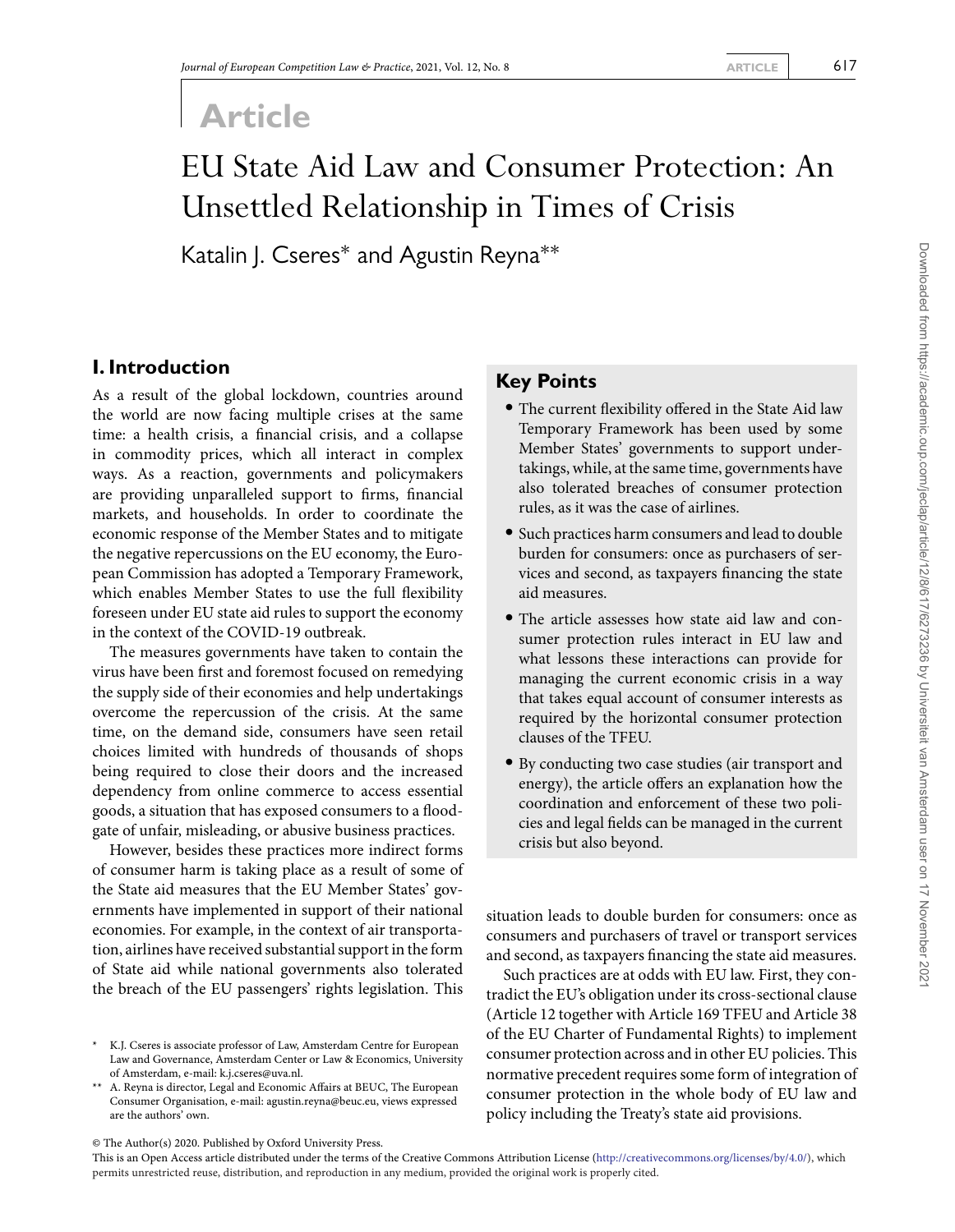# Article

# EU State Aid Law and Consumer Protection: An Unsettled Relationship in Times of Crisis

Katalin J. Cseres* and Agustin Reyna**

## Key Points

- The current flexibility offered in the State Aid law Temporary Framework has been used by some Member States' governments to support undertakings, while, at the same time, governments have also tolerated breaches of consumer protection rules, as it was the case of airlines.
- Such practices harm consumers and lead to double burden for consumers: once as purchasers of services and second, as taxpayers financing the state aid measures.
- The article assesses how state aid law and consumer protection rules interact in EU law and what lessons these interactions can provide for managing the current economic crisis in a way that takes equal account of consumer interests as required by the horizontal consumer protection clauses of the TFEU.
- By conducting two case studies (air transport and energy), the article offers an explanation how the coordination and enforcement of these two policies and legal fields can be managed in the current crisis but also beyond.

## I. Introduction

As a result of the global lockdown, countries around the world are now facing multiple crises at the same time: a health crisis, a financial crisis, and a collapse in commodity prices, which all interact in complex ways. As a reaction, governments and policymakers are providing unparalleled support to firms, financial markets, and households. In order to coordinate the economic response of the Member States and to mitigate the negative repercussions on the EU economy, the European Commission has adopted a Temporary Framework, which enables Member States to use the full flexibility foreseen under EU state aid rules to support the economy in the context of the COVID-19 outbreak.

The measures governments have taken to contain the virus have been first and foremost focused on remedying the supply side of their economies and help undertakings overcome the repercussion of the crisis. At the same time, on the demand side, consumers have seen retail choices limited with hundreds of thousands of shops being required to close their doors and the increased dependency from online commerce to access essential goods, a situation that has exposed consumers to a floodgate of unfair, misleading, or abusive business practices.

However, besides these practices more indirect forms of consumer harm is taking place as a result of some of the State aid measures that the EU Member States' governments have implemented in support of their national economies. For example, in the context of air transportation, airlines have received substantial support in the form of State aid while national governments also tolerated the breach of the EU passengers' rights legislation. This situation leads to double burden for consumers: once as consumers and purchasers of travel or transport services and second, as taxpayers financing the state aid measures.

Such practices are at odds with EU law. First, they contradict the EU's obligation under its cross-sectional clause (Article 12 together with Article 169 TFEU and Article 38 of the EU Charter of Fundamental Rights) to implement consumer protection across and in other EU policies. This normative precedent requires some form of integration of consumer protection in the whole body of EU law and policy including the Treaty's state aid provisions.

\* K.J. Cseres is associate professor of Law, Amsterdam Centre for European Law and Governance, Amsterdam Center or Law & Economics, University of Amsterdam, e-mail: k.j.cseres@uva.nl.

\*\* A. Reyna is director, Legal and Economic Affairs at BEUC, The European Consumer Organisation, e-mail: agustin.reyna@beuc.eu, views expressed are the authors' own.

© The Author(s) 2020. Published by Oxford University Press.

This is an Open Access article distributed under the terms of the Creative Commons Attribution License (http://creativecommons.org/licenses/by/4.0/), which permits unrestricted reuse, distribution, and reproduction in any medium, provided the original work is properly cited.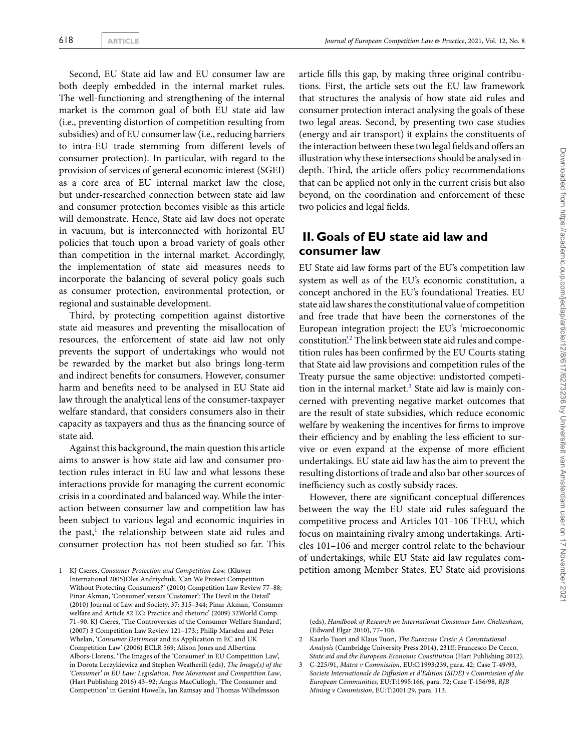Second, EU State aid law and EU consumer law are both deeply embedded in the internal market rules. The well-functioning and strengthening of the internal market is the common goal of both EU state aid law (i.e., preventing distortion of competition resulting from subsidies) and of EU consumer law (i.e., reducing barriers to intra-EU trade stemming from different levels of consumer protection). In particular, with regard to the provision of services of general economic interest (SGEI) as a core area of EU internal market law the close, but under-researched connection between state aid law and consumer protection becomes visible as this article will demonstrate. Hence, State aid law does not operate in vacuum, but is interconnected with horizontal EU policies that touch upon a broad variety of goals other than competition in the internal market. Accordingly, the implementation of state aid measures needs to incorporate the balancing of several policy goals such as consumer protection, environmental protection, or regional and sustainable development.

Third, by protecting competition against distortive state aid measures and preventing the misallocation of resources, the enforcement of state aid law not only prevents the support of undertakings who would not be rewarded by the market but also brings long-term and indirect benefits for consumers. However, consumer harm and benefits need to be analysed in EU State aid law through the analytical lens of the consumer-taxpayer welfare standard, that considers consumers also in their capacity as taxpayers and thus as the financing source of state aid.

Against this background, the main question this article aims to answer is how state aid law and consumer protection rules interact in EU law and what lessons these interactions provide for managing the current economic crisis in a coordinated and balanced way. While the interaction between consumer law and competition law has been subject to various legal and economic inquiries in the past,[1] the relationship between state aid rules and consumer protection has not been studied so far. This article fills this gap, by making three original contributions. First, the article sets out the EU law framework that structures the analysis of how state aid rules and consumer protection interact analysing the goals of these two legal areas. Second, by presenting two case studies (energy and air transport) it explains the constituents of the interaction between these two legal fields and offers an illustration why these intersections should be analysed in-depth. Third, the article offers policy recommendations that can be applied not only in the current crisis but also beyond, on the coordination and enforcement of these two policies and legal fields.

## II. Goals of EU state aid law and consumer law

EU State aid law forms part of the EU's competition law system as well as of the EU's economic constitution, a concept anchored in the EU's foundational Treaties. EU state aid law shares the constitutional value of competition and free trade that have been the cornerstones of the European integration project: the EU's 'microeconomic constitution'.[2] The link between state aid rules and competition rules has been confirmed by the EU Courts stating that State aid law provisions and competition rules of the Treaty pursue the same objective: undistorted competition in the internal market.[3] State aid law is mainly concerned with preventing negative market outcomes that are the result of state subsidies, which reduce economic welfare by weakening the incentives for firms to improve their efficiency and by enabling the less efficient to survive or even expand at the expense of more efficient undertakings. EU state aid law has the aim to prevent the resulting distortions of trade and also bar other sources of inefficiency such as costly subsidy races.

However, there are significant conceptual differences between the way the EU state aid rules safeguard the competitive process and Articles 101–106 TFEU, which focus on maintaining rivalry among undertakings. Articles 101–106 and merger control relate to the behaviour of undertakings, while EU State aid law regulates competition among Member States. EU State aid provisions

---

1 KJ Cseres, *Consumer Protection and Competition Law,* (Kluwer International 2005)Oles Andriychuk, 'Can We Protect Competition Without Protecting Consumers?' (2010) Competition Law Review 77–88; Pinar Akman, 'Consumer' versus 'Customer': The Devil in the Detail' (2010) Journal of Law and Society, 37: 315–344; Pinar Akman, 'Consumer welfare and Article 82 EC: Practice and rhetoric' (2009) 32World Comp. 71–90. KJ Cseres, 'The Controversies of the Consumer Welfare Standard', (2007) 3 Competition Law Review 121–173.; Philip Marsden and Peter Whelan, '*Consumer Detriment* and its Application in EC and UK Competition Law' (2006) ECLR 569; Alison Jones and Albertina Albors-Llorens, 'The Images of the 'Consumer' in EU Competition Law', in Dorota Leczykiewicz and Stephen Weatherill (eds), *The Image(s) of the 'Consumer' in EU Law: Legislation, Free Movement and Competition Law*, (Hart Publishing 2016) 43–92; Angus MacCullogh, 'The Consumer and Competition' in Geraint Howells, Ian Ramsay and Thomas Wilhelmsson (eds), *Handbook of Research on International Consumer Law. Cheltenham*, (Edward Elgar 2010), 77–106.

2 Kaarlo Tuori and Klaus Tuori, *The Eurozone Crisis: A Constitutional Analysis* (Cambridge University Press 2014), 231ff; Francesco De Cecco, *State aid and the European Economic Constitution* (Hart Publishing 2012).

3 C-225/91, *Matra v Commission,* EU:C:1993:239, para. 42; Case T-49/93, *Societe Internationale de Diffusion et d'Edition (SIDE) v Commission of the European Communities,* EU:T:1995:166, para. 72; Case T-156/98, *RJB Mining v Commission*, EU:T:2001:29, para. 113.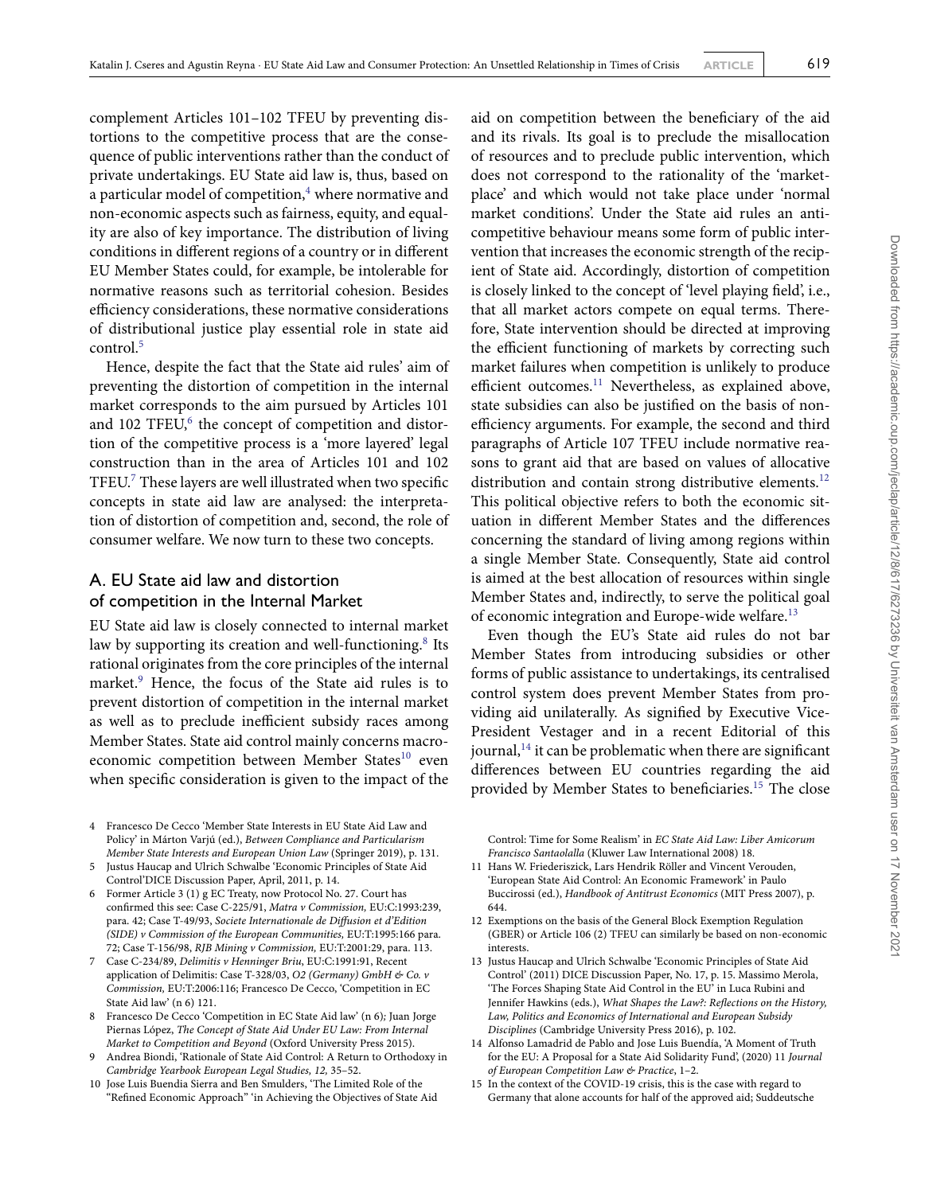complement Articles 101–102 TFEU by preventing distortions to the competitive process that are the consequence of public interventions rather than the conduct of private undertakings. EU State aid law is, thus, based on a particular model of competition,[4] where normative and non-economic aspects such as fairness, equity, and equality are also of key importance. The distribution of living conditions in different regions of a country or in different EU Member States could, for example, be intolerable for normative reasons such as territorial cohesion. Besides efficiency considerations, these normative considerations of distributional justice play essential role in state aid control.[5]

Hence, despite the fact that the State aid rules' aim of preventing the distortion of competition in the internal market corresponds to the aim pursued by Articles 101 and 102 TFEU,[6] the concept of competition and distortion of the competitive process is a 'more layered' legal construction than in the area of Articles 101 and 102 TFEU.[7] These layers are well illustrated when two specific concepts in state aid law are analysed: the interpretation of distortion of competition and, second, the role of consumer welfare. We now turn to these two concepts.

## A. EU State aid law and distortion of competition in the Internal Market

EU State aid law is closely connected to internal market law by supporting its creation and well-functioning.[8] Its rational originates from the core principles of the internal market.[9] Hence, the focus of the State aid rules is to prevent distortion of competition in the internal market as well as to preclude inefficient subsidy races among Member States. State aid control mainly concerns macroeconomic competition between Member States[10] even when specific consideration is given to the impact of the aid on competition between the beneficiary of the aid and its rivals. Its goal is to preclude the misallocation of resources and to preclude public intervention, which does not correspond to the rationality of the 'marketplace' and which would not take place under 'normal market conditions'. Under the State aid rules an anticompetitive behaviour means some form of public intervention that increases the economic strength of the recipient of State aid. Accordingly, distortion of competition is closely linked to the concept of 'level playing field', i.e., that all market actors compete on equal terms. Therefore, State intervention should be directed at improving the efficient functioning of markets by correcting such market failures when competition is unlikely to produce efficient outcomes.[11] Nevertheless, as explained above, state subsidies can also be justified on the basis of non-efficiency arguments. For example, the second and third paragraphs of Article 107 TFEU include normative reasons to grant aid that are based on values of allocative distribution and contain strong distributive elements.[12] This political objective refers to both the economic situation in different Member States and the differences concerning the standard of living among regions within a single Member State. Consequently, State aid control is aimed at the best allocation of resources within single Member States and, indirectly, to serve the political goal of economic integration and Europe-wide welfare.[13]

Even though the EU's State aid rules do not bar Member States from introducing subsidies or other forms of public assistance to undertakings, its centralised control system does prevent Member States from providing aid unilaterally. As signified by Executive Vice-President Vestager and in a recent Editorial of this journal,[14] it can be problematic when there are significant differences between EU countries regarding the aid provided by Member States to beneficiaries.[15] The close

---

4 Francesco De Cecco 'Member State Interests in EU State Aid Law and Policy' in Márton Varjú (ed.), *Between Compliance and Particularism Member State Interests and European Union Law* (Springer 2019), p. 131.

5 Justus Haucap and Ulrich Schwalbe 'Economic Principles of State Aid Control'DICE Discussion Paper, April, 2011, p. 14.

6 Former Article 3 (1) g EC Treaty, now Protocol No. 27. Court has confirmed this see: Case C-225/91, *Matra v Commission,* EU:C:1993:239, para. 42; Case T-49/93, *Societe Internationale de Diffusion et d'Edition (SIDE) v Commission of the European Communities,* EU:T:1995:166 para. 72; Case T-156/98, *RJB Mining v Commission,* EU:T:2001:29, para. 113.

7 Case C-234/89, *Delimitis v Henninger Briu,* EU:C:1991:91, Recent application of Delimitis: Case T-328/03, *O2 (Germany) GmbH & Co. v Commission,* EU:T:2006:116; Francesco De Cecco, 'Competition in EC State Aid law' (n 6) 121.

8 Francesco De Cecco 'Competition in EC State Aid law' (n 6)*;* Juan Jorge Piernas López, *The Concept of State Aid Under EU Law: From Internal Market to Competition and Beyond* (Oxford University Press 2015).

9 Andrea Biondi, 'Rationale of State Aid Control: A Return to Orthodoxy in *Cambridge Yearbook European Legal Studies, 12,* 35–52.

10 Jose Luis Buendia Sierra and Ben Smulders, 'The Limited Role of the "Refined Economic Approach" 'in Achieving the Objectives of State Aid Control: Time for Some Realism' in *EC State Aid Law: Liber Amicorum Francisco Santaolalla* (Kluwer Law International 2008) 18.

11 Hans W. Friederiszick, Lars Hendrik Röller and Vincent Verouden, 'European State Aid Control: An Economic Framework' in Paulo Buccirossi (ed.), *Handbook of Antitrust Economics* (MIT Press 2007), p. 644.

12 Exemptions on the basis of the General Block Exemption Regulation (GBER) or Article 106 (2) TFEU can similarly be based on non-economic interests.

13 Justus Haucap and Ulrich Schwalbe 'Economic Principles of State Aid Control' (2011) DICE Discussion Paper, No. 17, p. 15. Massimo Merola, 'The Forces Shaping State Aid Control in the EU' in Luca Rubini and Jennifer Hawkins (eds.), *What Shapes the Law?: Reflections on the History, Law, Politics and Economics of International and European Subsidy Disciplines* (Cambridge University Press 2016), p. 102.

14 Alfonso Lamadrid de Pablo and Jose Luis Buendía, 'A Moment of Truth for the EU: A Proposal for a State Aid Solidarity Fund', (2020) 11 *Journal of European Competition Law & Practice*, 1–2.

15 In the context of the COVID-19 crisis, this is the case with regard to Germany that alone accounts for half of the approved aid; Suddeutsche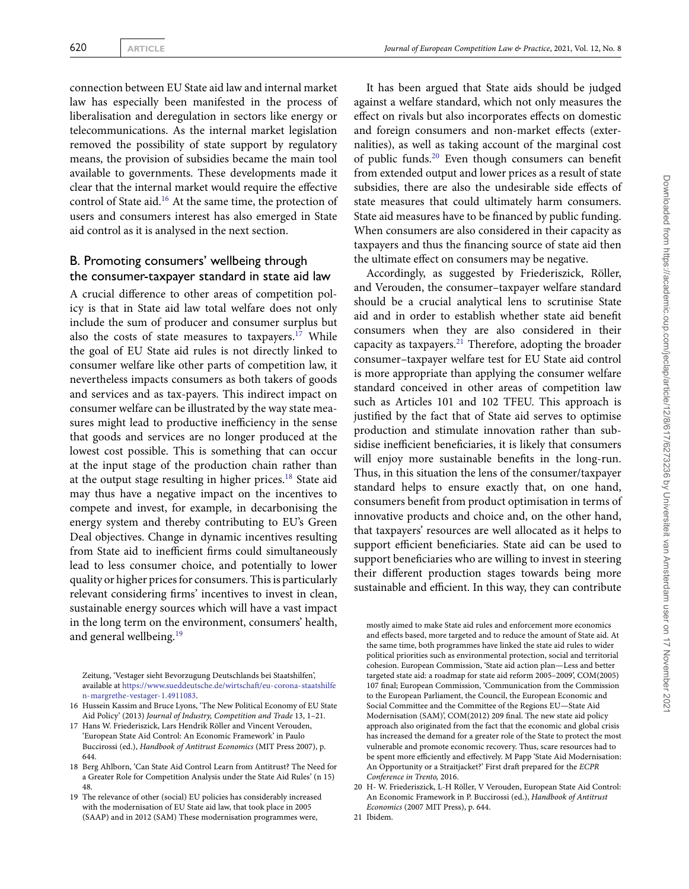connection between EU State aid law and internal market law has especially been manifested in the process of liberalisation and deregulation in sectors like energy or telecommunications. As the internal market legislation removed the possibility of state support by regulatory means, the provision of subsidies became the main tool available to governments. These developments made it clear that the internal market would require the effective control of State aid.[16] At the same time, the protection of users and consumers interest has also emerged in State aid control as it is analysed in the next section.

## B. Promoting consumers' wellbeing through the consumer-taxpayer standard in state aid law

A crucial difference to other areas of competition policy is that in State aid law total welfare does not only include the sum of producer and consumer surplus but also the costs of state measures to taxpayers.[17] While the goal of EU State aid rules is not directly linked to consumer welfare like other parts of competition law, it nevertheless impacts consumers as both takers of goods and services and as tax-payers. This indirect impact on consumer welfare can be illustrated by the way state measures might lead to productive inefficiency in the sense that goods and services are no longer produced at the lowest cost possible. This is something that can occur at the input stage of the production chain rather than at the output stage resulting in higher prices.[18] State aid may thus have a negative impact on the incentives to compete and invest, for example, in decarbonising the energy system and thereby contributing to EU's Green Deal objectives. Change in dynamic incentives resulting from State aid to inefficient firms could simultaneously lead to less consumer choice, and potentially to lower quality or higher prices for consumers. This is particularly relevant considering firms' incentives to invest in clean, sustainable energy sources which will have a vast impact in the long term on the environment, consumers' health, and general wellbeing.[19]

It has been argued that State aids should be judged against a welfare standard, which not only measures the effect on rivals but also incorporates effects on domestic and foreign consumers and non-market effects (externalities), as well as taking account of the marginal cost of public funds.[20] Even though consumers can benefit from extended output and lower prices as a result of state subsidies, there are also the undesirable side effects of state measures that could ultimately harm consumers. State aid measures have to be financed by public funding. When consumers are also considered in their capacity as taxpayers and thus the financing source of state aid then the ultimate effect on consumers may be negative.

Accordingly, as suggested by Friederiszick, Röller, and Verouden, the consumer–taxpayer welfare standard should be a crucial analytical lens to scrutinise State aid and in order to establish whether state aid benefit consumers when they are also considered in their capacity as taxpayers.[21] Therefore, adopting the broader consumer–taxpayer welfare test for EU State aid control is more appropriate than applying the consumer welfare standard conceived in other areas of competition law such as Articles 101 and 102 TFEU. This approach is justified by the fact that of State aid serves to optimise production and stimulate innovation rather than subsidise inefficient beneficiaries, it is likely that consumers will enjoy more sustainable benefits in the long-run. Thus, in this situation the lens of the consumer/taxpayer standard helps to ensure exactly that, on one hand, consumers benefit from product optimisation in terms of innovative products and choice and, on the other hand, that taxpayers' resources are well allocated as it helps to support efficient beneficiaries. State aid can be used to support beneficiaries who are willing to invest in steering their different production stages towards being more sustainable and efficient. In this way, they can contribute

---

Zeitung, 'Vestager sieht Bevorzugung Deutschlands bei Staatshilfen', available at https://www.sueddeutsche.de/wirtschaft/eu-corona-staatshilfen-margrethe-vestager-1.4911083.

16 Hussein Kassim and Bruce Lyons, 'The New Political Economy of EU State Aid Policy' (2013) *Journal of Industry, Competition and Trade* 13, 1–21.

17 Hans W. Friederiszick, Lars Hendrik Röller and Vincent Verouden, 'European State Aid Control: An Economic Framework' in Paulo Buccirossi (ed.), *Handbook of Antitrust Economics* (MIT Press 2007), p. 644.

18 Berg Ahlborn, 'Can State Aid Control Learn from Antitrust? The Need for a Greater Role for Competition Analysis under the State Aid Rules' (n 15) 48.

19 The relevance of other (social) EU policies has considerably increased with the modernisation of EU State aid law, that took place in 2005 (SAAP) and in 2012 (SAM) These modernisation programmes were, mostly aimed to make State aid rules and enforcement more economics and effects based, more targeted and to reduce the amount of State aid. At the same time, both programmes have linked the state aid rules to wider political priorities such as environmental protection, social and territorial cohesion. European Commission, 'State aid action plan—Less and better targeted state aid: a roadmap for state aid reform 2005–2009', COM(2005) 107 final; European Commission, 'Communication from the Commission to the European Parliament, the Council, the European Economic and Social Committee and the Committee of the Regions EU—State Aid Modernisation (SAM)', COM(2012) 209 final. The new state aid policy approach also originated from the fact that the economic and global crisis has increased the demand for a greater role of the State to protect the most vulnerable and promote economic recovery. Thus, scare resources had to be spent more efficiently and effectively. M Papp 'State Aid Modernisation: An Opportunity or a Straitjacket?' First draft prepared for the *ECPR Conference in Trento,* 2016.

20 H- W. Friederiszick, L-H Röller, V Verouden, European State Aid Control: An Economic Framework in P. Buccirossi (ed.), *Handbook of Antitrust Economics* (2007 MIT Press), p. 644.

21 Ibidem.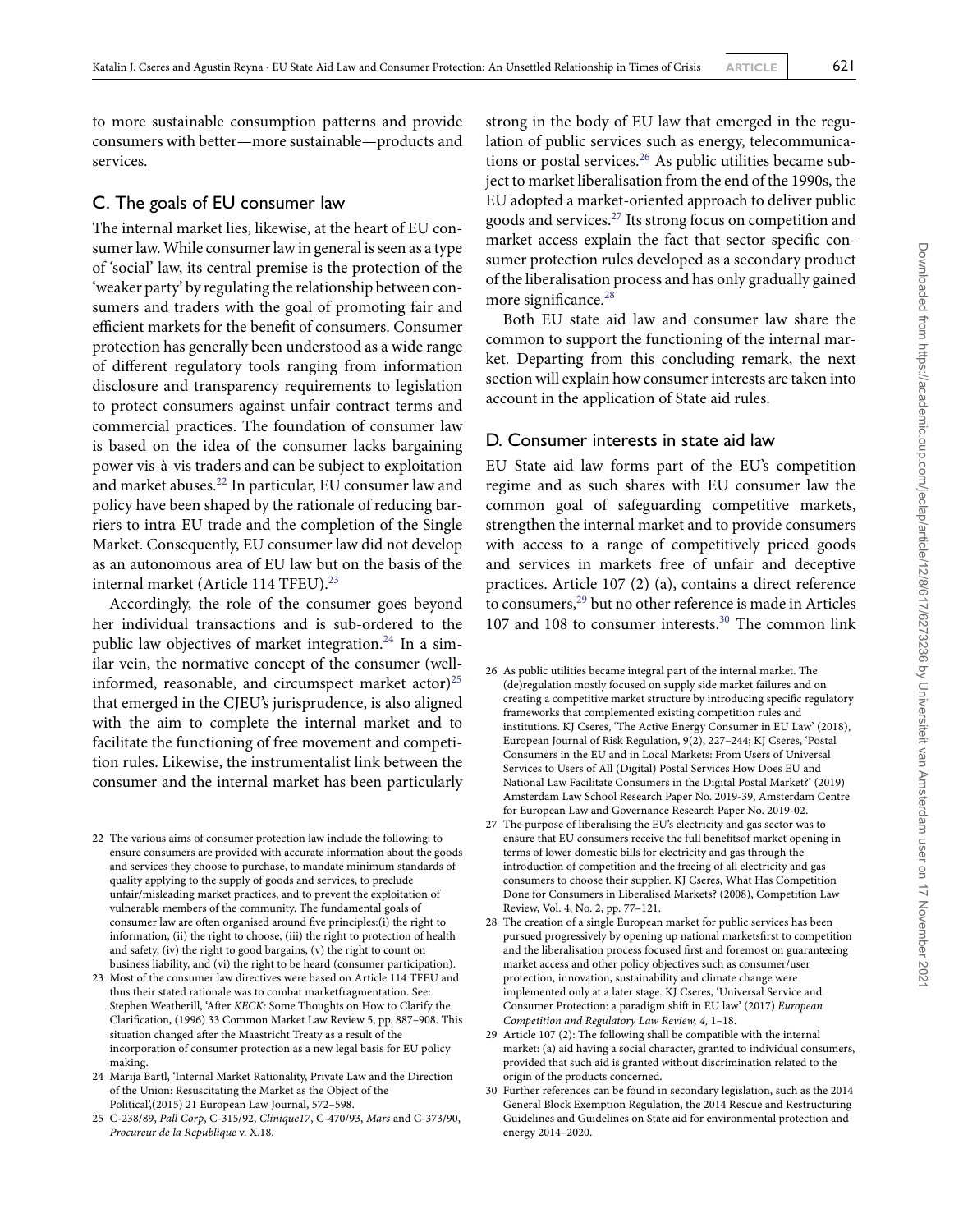to more sustainable consumption patterns and provide consumers with better—more sustainable—products and services.

## C. The goals of EU consumer law

The internal market lies, likewise, at the heart of EU consumer law. While consumer law in general is seen as a type of 'social' law, its central premise is the protection of the 'weaker party' by regulating the relationship between consumers and traders with the goal of promoting fair and efficient markets for the benefit of consumers. Consumer protection has generally been understood as a wide range of different regulatory tools ranging from information disclosure and transparency requirements to legislation to protect consumers against unfair contract terms and commercial practices. The foundation of consumer law is based on the idea of the consumer lacks bargaining power vis-à-vis traders and can be subject to exploitation and market abuses.[22] In particular, EU consumer law and policy have been shaped by the rationale of reducing barriers to intra-EU trade and the completion of the Single Market. Consequently, EU consumer law did not develop as an autonomous area of EU law but on the basis of the internal market (Article 114 TFEU).[23]

Accordingly, the role of the consumer goes beyond her individual transactions and is sub-ordered to the public law objectives of market integration.[24] In a similar vein, the normative concept of the consumer (well-informed, reasonable, and circumspect market actor)[25] that emerged in the CJEU's jurisprudence, is also aligned with the aim to complete the internal market and to facilitate the functioning of free movement and competition rules. Likewise, the instrumentalist link between the consumer and the internal market has been particularly strong in the body of EU law that emerged in the regulation of public services such as energy, telecommunications or postal services.[26] As public utilities became subject to market liberalisation from the end of the 1990s, the EU adopted a market-oriented approach to deliver public goods and services.[27] Its strong focus on competition and market access explain the fact that sector specific consumer protection rules developed as a secondary product of the liberalisation process and has only gradually gained more significance.[28]

Both EU state aid law and consumer law share the common to support the functioning of the internal market. Departing from this concluding remark, the next section will explain how consumer interests are taken into account in the application of State aid rules.

## D. Consumer interests in state aid law

EU State aid law forms part of the EU's competition regime and as such shares with EU consumer law the common goal of safeguarding competitive markets, strengthen the internal market and to provide consumers with access to a range of competitively priced goods and services in markets free of unfair and deceptive practices. Article 107 (2) (a), contains a direct reference to consumers,[29] but no other reference is made in Articles 107 and 108 to consumer interests.[30] The common link

---

22 The various aims of consumer protection law include the following: to ensure consumers are provided with accurate information about the goods and services they choose to purchase, to mandate minimum standards of quality applying to the supply of goods and services, to preclude unfair/misleading market practices, and to prevent the exploitation of vulnerable members of the community. The fundamental goals of consumer law are often organised around five principles:(i) the right to information, (ii) the right to choose, (iii) the right to protection of health and safety, (iv) the right to good bargains, (v) the right to count on business liability, and (vi) the right to be heard (consumer participation).

23 Most of the consumer law directives were based on Article 114 TFEU and thus their stated rationale was to combat marketfragmentation. See: Stephen Weatherill, 'After *KECK*: Some Thoughts on How to Clarify the Clarification, (1996) 33 Common Market Law Review 5, pp. 887–908. This situation changed after the Maastricht Treaty as a result of the incorporation of consumer protection as a new legal basis for EU policy making.

24 Marija Bartl, 'Internal Market Rationality, Private Law and the Direction of the Union: Resuscitating the Market as the Object of the Political',(2015) 21 European Law Journal, 572–598.

25 C-238/89, *Pall Corp*, C-315/92, *Clinique17*, C-470/93, *Mars* and C-373/90, *Procureur de la Republique* v. X.18.

26 As public utilities became integral part of the internal market. The (de)regulation mostly focused on supply side market failures and on creating a competitive market structure by introducing specific regulatory frameworks that complemented existing competition rules and institutions. KJ Cseres, 'The Active Energy Consumer in EU Law' (2018), European Journal of Risk Regulation, 9(2), 227–244; KJ Cseres, 'Postal Consumers in the EU and in Local Markets: From Users of Universal Services to Users of All (Digital) Postal Services How Does EU and National Law Facilitate Consumers in the Digital Postal Market?' (2019) Amsterdam Law School Research Paper No. 2019-39, Amsterdam Centre for European Law and Governance Research Paper No. 2019-02.

27 The purpose of liberalising the EU's electricity and gas sector was to ensure that EU consumers receive the full benefitsof market opening in terms of lower domestic bills for electricity and gas through the introduction of competition and the freeing of all electricity and gas consumers to choose their supplier. KJ Cseres, What Has Competition Done for Consumers in Liberalised Markets? (2008), Competition Law Review, Vol. 4, No. 2, pp. 77–121.

28 The creation of a single European market for public services has been pursued progressively by opening up national marketsfirst to competition and the liberalisation process focused first and foremost on guaranteeing market access and other policy objectives such as consumer/user protection, innovation, sustainability and climate change were implemented only at a later stage. KJ Cseres, 'Universal Service and Consumer Protection: a paradigm shift in EU law' (2017) *European Competition and Regulatory Law Review, 4,* 1–18.

29 Article 107 (2): The following shall be compatible with the internal market: (a) aid having a social character, granted to individual consumers, provided that such aid is granted without discrimination related to the origin of the products concerned.

30 Further references can be found in secondary legislation, such as the 2014 General Block Exemption Regulation, the 2014 Rescue and Restructuring Guidelines and Guidelines on State aid for environmental protection and energy 2014–2020.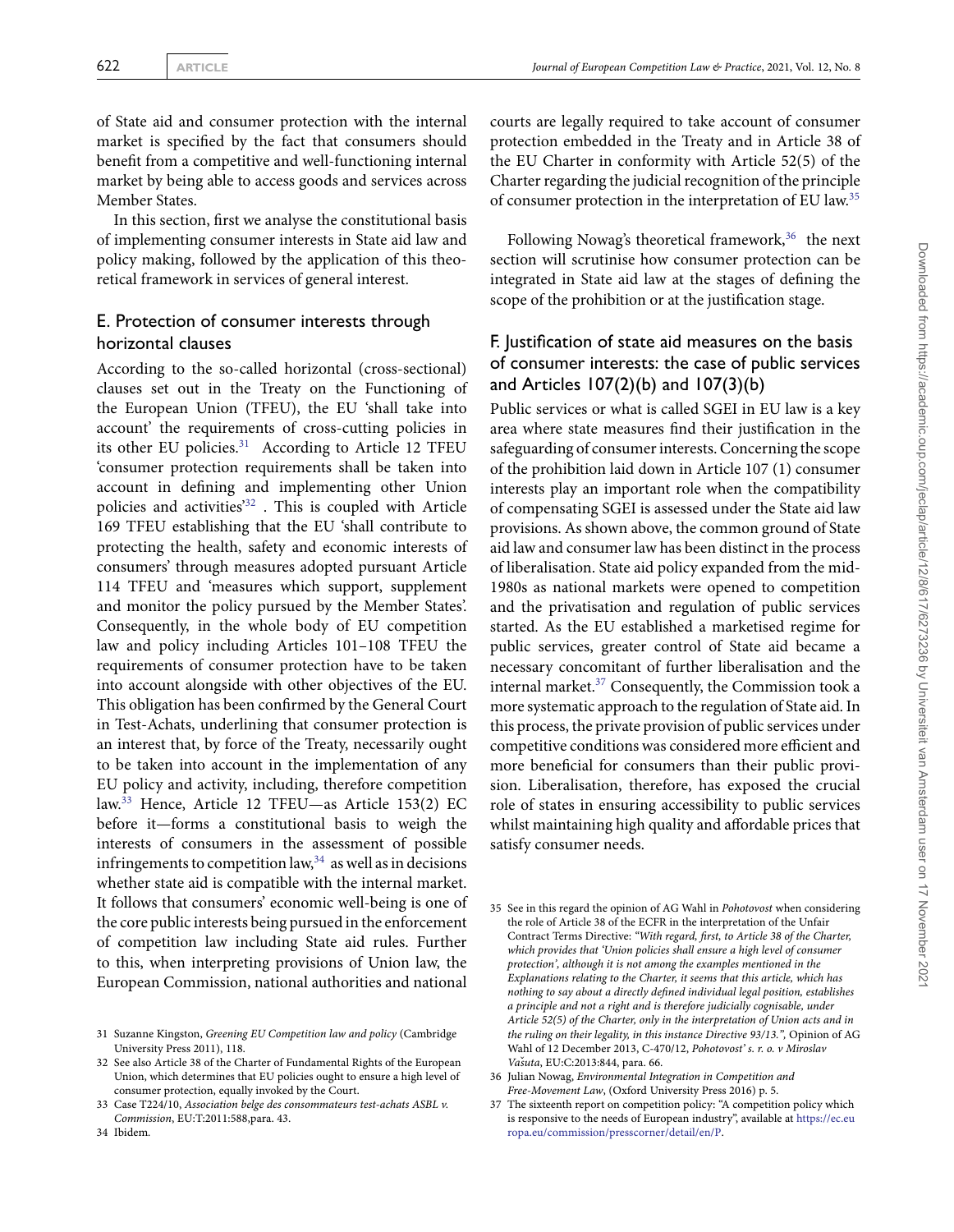of State aid and consumer protection with the internal market is specified by the fact that consumers should benefit from a competitive and well-functioning internal market by being able to access goods and services across Member States.

In this section, first we analyse the constitutional basis of implementing consumer interests in State aid law and policy making, followed by the application of this theoretical framework in services of general interest.

## E. Protection of consumer interests through horizontal clauses

According to the so-called horizontal (cross-sectional) clauses set out in the Treaty on the Functioning of the European Union (TFEU), the EU 'shall take into account' the requirements of cross-cutting policies in its other EU policies.[31] According to Article 12 TFEU 'consumer protection requirements shall be taken into account in defining and implementing other Union policies and activities'[32] . This is coupled with Article 169 TFEU establishing that the EU 'shall contribute to protecting the health, safety and economic interests of consumers' through measures adopted pursuant Article 114 TFEU and 'measures which support, supplement and monitor the policy pursued by the Member States'. Consequently, in the whole body of EU competition law and policy including Articles 101–108 TFEU the requirements of consumer protection have to be taken into account alongside with other objectives of the EU. This obligation has been confirmed by the General Court in Test-Achats, underlining that consumer protection is an interest that, by force of the Treaty, necessarily ought to be taken into account in the implementation of any EU policy and activity, including, therefore competition law.[33] Hence, Article 12 TFEU—as Article 153(2) EC before it—forms a constitutional basis to weigh the interests of consumers in the assessment of possible infringements to competition law,[34] as well as in decisions whether state aid is compatible with the internal market. It follows that consumers' economic well-being is one of the core public interests being pursued in the enforcement of competition law including State aid rules. Further to this, when interpreting provisions of Union law, the European Commission, national authorities and national courts are legally required to take account of consumer protection embedded in the Treaty and in Article 38 of the EU Charter in conformity with Article 52(5) of the Charter regarding the judicial recognition of the principle of consumer protection in the interpretation of EU law.[35]

Following Nowag's theoretical framework,[36] the next section will scrutinise how consumer protection can be integrated in State aid law at the stages of defining the scope of the prohibition or at the justification stage.

## F. Justification of state aid measures on the basis of consumer interests: the case of public services and Articles 107(2)(b) and 107(3)(b)

Public services or what is called SGEI in EU law is a key area where state measures find their justification in the safeguarding of consumer interests. Concerning the scope of the prohibition laid down in Article 107 (1) consumer interests play an important role when the compatibility of compensating SGEI is assessed under the State aid law provisions. As shown above, the common ground of State aid law and consumer law has been distinct in the process of liberalisation. State aid policy expanded from the mid-1980s as national markets were opened to competition and the privatisation and regulation of public services started. As the EU established a marketised regime for public services, greater control of State aid became a necessary concomitant of further liberalisation and the internal market.[37] Consequently, the Commission took a more systematic approach to the regulation of State aid. In this process, the private provision of public services under competitive conditions was considered more efficient and more beneficial for consumers than their public provision. Liberalisation, therefore, has exposed the crucial role of states in ensuring accessibility to public services whilst maintaining high quality and affordable prices that satisfy consumer needs.

---

31 Suzanne Kingston, *Greening EU Competition law and policy* (Cambridge University Press 2011), 118.

32 See also Article 38 of the Charter of Fundamental Rights of the European Union, which determines that EU policies ought to ensure a high level of consumer protection, equally invoked by the Court.

33 Case T224/10, *Association belge des consommateurs test-achats ASBL v. Commission*, EU:T:2011:588,para. 43.

34 Ibidem.

35 See in this regard the opinion of AG Wahl in *Pohotovost* when considering the role of Article 38 of the ECFR in the interpretation of the Unfair Contract Terms Directive: *"With regard, first, to Article 38 of the Charter, which provides that 'Union policies shall ensure a high level of consumer protection', although it is not among the examples mentioned in the Explanations relating to the Charter, it seems that this article, which has nothing to say about a directly defined individual legal position, establishes a principle and not a right and is therefore judicially cognisable, under Article 52(5) of the Charter, only in the interpretation of Union acts and in the ruling on their legality, in this instance Directive 93/13.",* Opinion of AG Wahl of 12 December 2013, C-470/12, *Pohotovost' s. r. o. v Miroslav Vašuta*, EU:C:2013:844, para. 66.

36 Julian Nowag, *Environmental Integration in Competition and Free-Movement Law*, (Oxford University Press 2016) p. 5.

37 The sixteenth report on competition policy: "A competition policy which is responsive to the needs of European industry", available at https://ec.europa.eu/commission/presscorner/detail/en/P.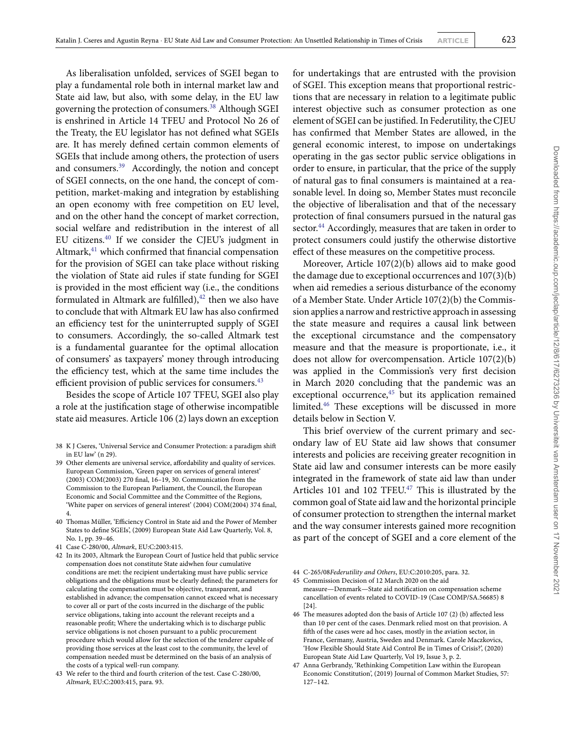As liberalisation unfolded, services of SGEI began to play a fundamental role both in internal market law and State aid law, but also, with some delay, in the EU law governing the protection of consumers.[38] Although SGEI is enshrined in Article 14 TFEU and Protocol No 26 of the Treaty, the EU legislator has not defined what SGEIs are. It has merely defined certain common elements of SGEIs that include among others, the protection of users and consumers.[39] Accordingly, the notion and concept of SGEI connects, on the one hand, the concept of competition, market-making and integration by establishing an open economy with free competition on EU level, and on the other hand the concept of market correction, social welfare and redistribution in the interest of all EU citizens.[40] If we consider the CJEU's judgment in Altmark,[41] which confirmed that financial compensation for the provision of SGEI can take place without risking the violation of State aid rules if state funding for SGEI is provided in the most efficient way (i.e., the conditions formulated in Altmark are fulfilled),[42] then we also have to conclude that with Altmark EU law has also confirmed an efficiency test for the uninterrupted supply of SGEI to consumers. Accordingly, the so-called Altmark test is a fundamental guarantee for the optimal allocation of consumers' as taxpayers' money through introducing the efficiency test, which at the same time includes the efficient provision of public services for consumers.[43]

Besides the scope of Article 107 TFEU, SGEI also play a role at the justification stage of otherwise incompatible state aid measures. Article 106 (2) lays down an exception for undertakings that are entrusted with the provision of SGEI. This exception means that proportional restrictions that are necessary in relation to a legitimate public interest objective such as consumer protection as one element of SGEI can be justified. In Federutility, the CJEU has confirmed that Member States are allowed, in the general economic interest, to impose on undertakings operating in the gas sector public service obligations in order to ensure, in particular, that the price of the supply of natural gas to final consumers is maintained at a reasonable level. In doing so, Member States must reconcile the objective of liberalisation and that of the necessary protection of final consumers pursued in the natural gas sector.[44] Accordingly, measures that are taken in order to protect consumers could justify the otherwise distortive effect of these measures on the competitive process.

Moreover, Article 107(2)(b) allows aid to make good the damage due to exceptional occurrences and 107(3)(b) when aid remedies a serious disturbance of the economy of a Member State. Under Article 107(2)(b) the Commission applies a narrow and restrictive approach in assessing the state measure and requires a causal link between the exceptional circumstance and the compensatory measure and that the measure is proportionate, i.e., it does not allow for overcompensation. Article 107(2)(b) was applied in the Commission's very first decision in March 2020 concluding that the pandemic was an exceptional occurrence,[45] but its application remained limited.[46] These exceptions will be discussed in more details below in Section V.

This brief overview of the current primary and secondary law of EU State aid law shows that consumer interests and policies are receiving greater recognition in State aid law and consumer interests can be more easily integrated in the framework of state aid law than under Articles 101 and 102 TFEU.[47] This is illustrated by the common goal of State aid law and the horizontal principle of consumer protection to strengthen the internal market and the way consumer interests gained more recognition as part of the concept of SGEI and a core element of the

---

38 K J Cseres, 'Universal Service and Consumer Protection: a paradigm shift in EU law' (n 29).

39 Other elements are universal service, affordability and quality of services. European Commission, 'Green paper on services of general interest' (2003) COM(2003) 270 final, 16–19, 30. Communication from the Commission to the European Parliament, the Council, the European Economic and Social Committee and the Committee of the Regions, 'White paper on services of general interest' (2004) COM(2004) 374 final, 4.

40 Thomas Müller, 'Efficiency Control in State aid and the Power of Member States to define SGEIs', (2009) European State Aid Law Quarterly, Vol. 8, No. 1, pp. 39–46.

41 Case C-280/00, *Altmark*, EU:C:2003:415.

42 In its 2003, Altmark the European Court of Justice held that public service compensation does not constitute State aidwhen four cumulative conditions are met: the recipient undertaking must have public service obligations and the obligations must be clearly defined; the parameters for calculating the compensation must be objective, transparent, and established in advance; the compensation cannot exceed what is necessary to cover all or part of the costs incurred in the discharge of the public service obligations, taking into account the relevant receipts and a reasonable profit; Where the undertaking which is to discharge public service obligations is not chosen pursuant to a public procurement procedure which would allow for the selection of the tenderer capable of providing those services at the least cost to the community, the level of compensation needed must be determined on the basis of an analysis of the costs of a typical well-run company.

43 We refer to the third and fourth criterion of the test. Case C-280/00, *Altmark,* EU:C:2003:415, para. 93.

44 C-265/08*Federutility and Others*, EU:C:2010:205, para. 32.

45 Commission Decision of 12 March 2020 on the aid measure—Denmark—State aid notification on compensation scheme cancellation of events related to COVID-19 (Case COMP/SA.56685) 8 [24].

46 The measures adopted don the basis of Article 107 (2) (b) affected less than 10 per cent of the cases. Denmark relied most on that provision. A fifth of the cases were ad hoc cases, mostly in the aviation sector, in France, Germany, Austria, Sweden and Denmark. Carole Maczkovics, 'How Flexible Should State Aid Control Be in Times of Crisis?', (2020) European State Aid Law Quarterly, Vol 19, Issue 3, p. 2.

47 Anna Gerbrandy, 'Rethinking Competition Law within the European Economic Constitution', (2019) Journal of Common Market Studies, 57: 127–142.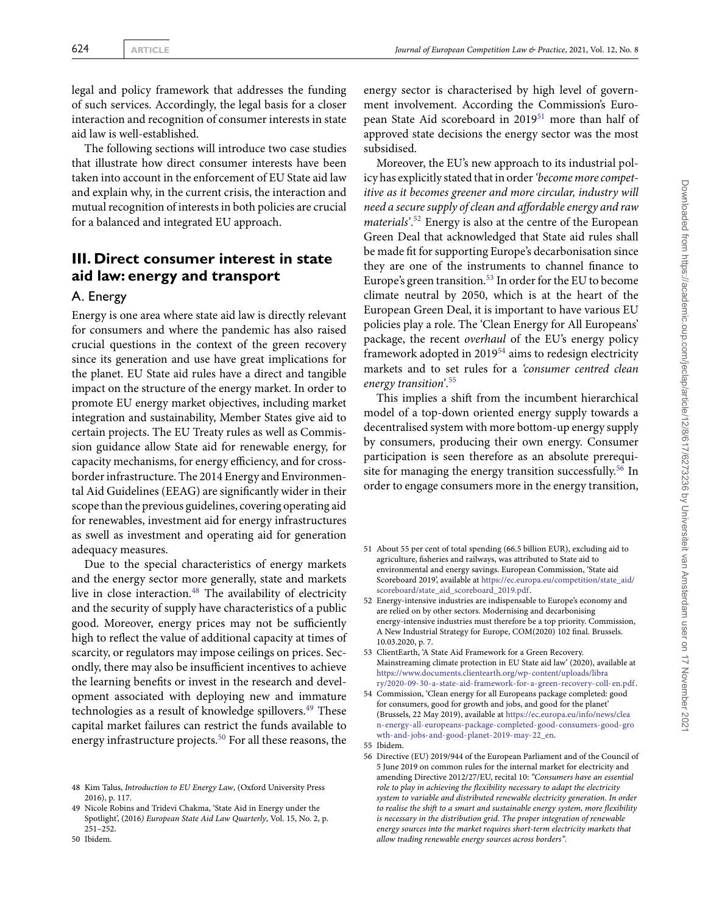legal and policy framework that addresses the funding of such services. Accordingly, the legal basis for a closer interaction and recognition of consumer interests in state aid law is well-established.

The following sections will introduce two case studies that illustrate how direct consumer interests have been taken into account in the enforcement of EU State aid law and explain why, in the current crisis, the interaction and mutual recognition of interests in both policies are crucial for a balanced and integrated EU approach.

## III. Direct consumer interest in state aid law: energy and transport

### A. Energy

Energy is one area where state aid law is directly relevant for consumers and where the pandemic has also raised crucial questions in the context of the green recovery since its generation and use have great implications for the planet. EU State aid rules have a direct and tangible impact on the structure of the energy market. In order to promote EU energy market objectives, including market integration and sustainability, Member States give aid to certain projects. The EU Treaty rules as well as Commission guidance allow State aid for renewable energy, for capacity mechanisms, for energy efficiency, and for cross-border infrastructure. The 2014 Energy and Environmental Aid Guidelines (EEAG) are significantly wider in their scope than the previous guidelines, covering operating aid for renewables, investment aid for energy infrastructures as swell as investment and operating aid for generation adequacy measures.

Due to the special characteristics of energy markets and the energy sector more generally, state and markets live in close interaction.[48] The availability of electricity and the security of supply have characteristics of a public good. Moreover, energy prices may not be sufficiently high to reflect the value of additional capacity at times of scarcity, or regulators may impose ceilings on prices. Secondly, there may also be insufficient incentives to achieve the learning benefits or invest in the research and development associated with deploying new and immature technologies as a result of knowledge spillovers.[49] These capital market failures can restrict the funds available to energy infrastructure projects.[50] For all these reasons, the energy sector is characterised by high level of government involvement. According the Commission's European State Aid scoreboard in 2019[51] more than half of approved state decisions the energy sector was the most subsidised.

Moreover, the EU's new approach to its industrial policy has explicitly stated that in order *'become more competitive as it becomes greener and more circular, industry will need a secure supply of clean and affordable energy and raw materials'*.[52] Energy is also at the centre of the European Green Deal that acknowledged that State aid rules shall be made fit for supporting Europe's decarbonisation since they are one of the instruments to channel finance to Europe's green transition.[53] In order for the EU to become climate neutral by 2050, which is at the heart of the European Green Deal, it is important to have various EU policies play a role. The 'Clean Energy for All Europeans' package, the recent *overhaul* of the EU's energy policy framework adopted in 2019[54] aims to redesign electricity markets and to set rules for a *'consumer centred clean energy transition'*.[55]

This implies a shift from the incumbent hierarchical model of a top-down oriented energy supply towards a decentralised system with more bottom-up energy supply by consumers, producing their own energy. Consumer participation is seen therefore as an absolute prerequisite for managing the energy transition successfully.[56] In order to engage consumers more in the energy transition,

---

48 Kim Talus, *Introduction to EU Energy Law*, (Oxford University Press 2016), p. 117.

49 Nicole Robins and Tridevi Chakma, 'State Aid in Energy under the Spotlight', (2016) *European State Aid Law Quarterly*, Vol. 15, No. 2, p. 251–252.

50 Ibidem.

51 About 55 per cent of total spending (66.5 billion EUR), excluding aid to agriculture, fisheries and railways, was attributed to State aid to environmental and energy savings. European Commission, 'State aid Scoreboard 2019', available at https://ec.europa.eu/competition/state_aid/scoreboard/state_aid_scoreboard_2019.pdf.

52 Energy-intensive industries are indispensable to Europe's economy and are relied on by other sectors. Modernising and decarbonising energy-intensive industries must therefore be a top priority. Commission, A New Industrial Strategy for Europe, COM(2020) 102 final. Brussels. 10.03.2020, p. 7.

53 ClientEarth, 'A State Aid Framework for a Green Recovery. Mainstreaming climate protection in EU State aid law' (2020), available at https://www.documents.clientearth.org/wp-content/uploads/library/2020-09-30-a-state-aid-framework-for-a-green-recovery-coll-en.pdf.

54 Commission, 'Clean energy for all Europeans package completed: good for consumers, good for growth and jobs, and good for the planet' (Brussels, 22 May 2019), available at https://ec.europa.eu/info/news/clean-energy-all-europeans-package-completed-good-consumers-good-growth-and-jobs-and-good-planet-2019-may-22_en.

55 Ibidem.

56 Directive (EU) 2019/944 of the European Parliament and of the Council of 5 June 2019 on common rules for the internal market for electricity and amending Directive 2012/27/EU, recital 10: *"Consumers have an essential role to play in achieving the flexibility necessary to adapt the electricity system to variable and distributed renewable electricity generation. In order to realise the shift to a smart and sustainable energy system, more flexibility is necessary in the distribution grid. The proper integration of renewable energy sources into the market requires short-term electricity markets that allow trading renewable energy sources across borders".*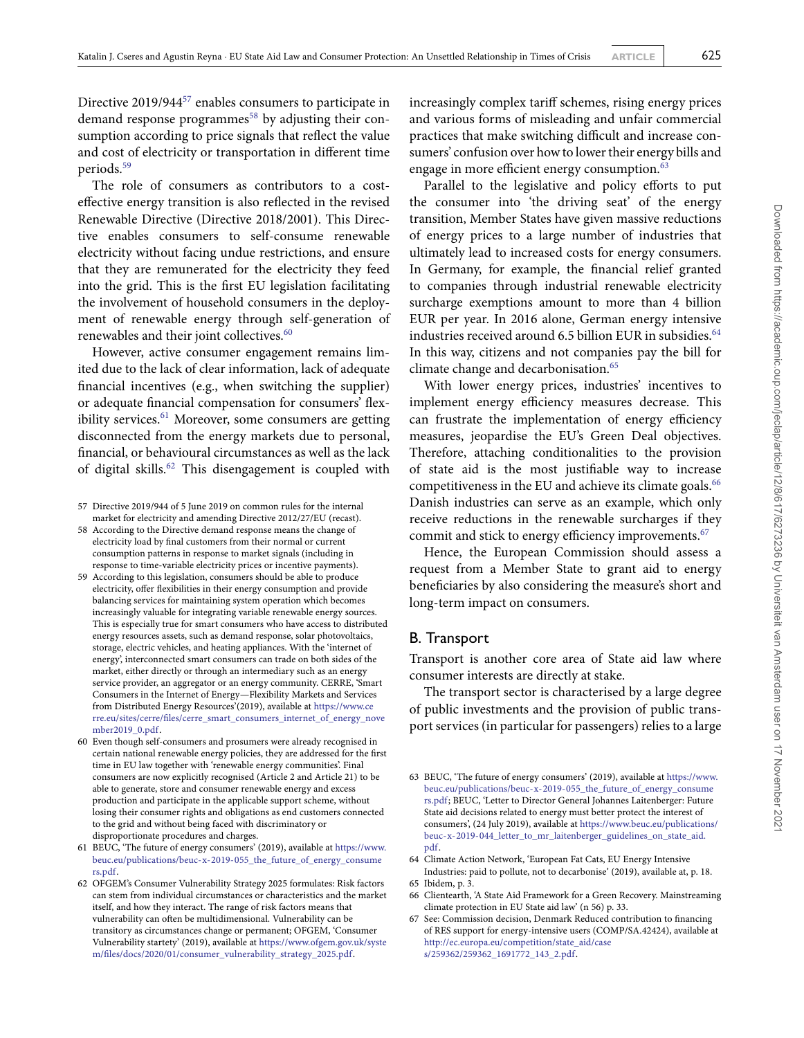Directive 2019/944[57] enables consumers to participate in demand response programmes[58] by adjusting their consumption according to price signals that reflect the value and cost of electricity or transportation in different time periods.[59]

The role of consumers as contributors to a cost-effective energy transition is also reflected in the revised Renewable Directive (Directive 2018/2001). This Directive enables consumers to self-consume renewable electricity without facing undue restrictions, and ensure that they are remunerated for the electricity they feed into the grid. This is the first EU legislation facilitating the involvement of household consumers in the deployment of renewable energy through self-generation of renewables and their joint collectives.[60]

However, active consumer engagement remains limited due to the lack of clear information, lack of adequate financial incentives (e.g., when switching the supplier) or adequate financial compensation for consumers' flexibility services.[61] Moreover, some consumers are getting disconnected from the energy markets due to personal, financial, or behavioural circumstances as well as the lack of digital skills.[62] This disengagement is coupled with increasingly complex tariff schemes, rising energy prices and various forms of misleading and unfair commercial practices that make switching difficult and increase consumers' confusion over how to lower their energy bills and engage in more efficient energy consumption.[63]

Parallel to the legislative and policy efforts to put the consumer into 'the driving seat' of the energy transition, Member States have given massive reductions of energy prices to a large number of industries that ultimately lead to increased costs for energy consumers. In Germany, for example, the financial relief granted to companies through industrial renewable electricity surcharge exemptions amount to more than 4 billion EUR per year. In 2016 alone, German energy intensive industries received around 6.5 billion EUR in subsidies.[64] In this way, citizens and not companies pay the bill for climate change and decarbonisation.[65]

With lower energy prices, industries' incentives to implement energy efficiency measures decrease. This can frustrate the implementation of energy efficiency measures, jeopardise the EU's Green Deal objectives. Therefore, attaching conditionalities to the provision of state aid is the most justifiable way to increase competitiveness in the EU and achieve its climate goals.[66] Danish industries can serve as an example, which only receive reductions in the renewable surcharges if they commit and stick to energy efficiency improvements.[67]

Hence, the European Commission should assess a request from a Member State to grant aid to energy beneficiaries by also considering the measure's short and long-term impact on consumers.

## B. Transport

Transport is another core area of State aid law where consumer interests are directly at stake.

The transport sector is characterised by a large degree of public investments and the provision of public transport services (in particular for passengers) relies to a large

---

57 Directive 2019/944 of 5 June 2019 on common rules for the internal market for electricity and amending Directive 2012/27/EU (recast).

58 According to the Directive demand response means the change of electricity load by final customers from their normal or current consumption patterns in response to market signals (including in response to time-variable electricity prices or incentive payments).

59 According to this legislation, consumers should be able to produce electricity, offer flexibilities in their energy consumption and provide balancing services for maintaining system operation which becomes increasingly valuable for integrating variable renewable energy sources. This is especially true for smart consumers who have access to distributed energy resources assets, such as demand response, solar photovoltaics, storage, electric vehicles, and heating appliances. With the 'internet of energy', interconnected smart consumers can trade on both sides of the market, either directly or through an intermediary such as an energy service provider, an aggregator or an energy community. CERRE, 'Smart Consumers in the Internet of Energy—Flexibility Markets and Services from Distributed Energy Resources'(2019), available at https://www.cerre.eu/sites/cerre/files/cerre_smart_consumers_internet_of_energy_november2019_0.pdf.

60 Even though self-consumers and prosumers were already recognised in certain national renewable energy policies, they are addressed for the first time in EU law together with 'renewable energy communities'. Final consumers are now explicitly recognised (Article 2 and Article 21) to be able to generate, store and consumer renewable energy and excess production and participate in the applicable support scheme, without losing their consumer rights and obligations as end customers connected to the grid and without being faced with discriminatory or disproportionate procedures and charges.

61 BEUC, 'The future of energy consumers' (2019), available at https://www.beuc.eu/publications/beuc-x-2019-055_the_future_of_energy_consumers.pdf.

62 OFGEM's Consumer Vulnerability Strategy 2025 formulates: Risk factors can stem from individual circumstances or characteristics and the market itself, and how they interact. The range of risk factors means that vulnerability can often be multidimensional. Vulnerability can be transitory as circumstances change or permanent; OFGEM, 'Consumer Vulnerability startety' (2019), available at https://www.ofgem.gov.uk/system/files/docs/2020/01/consumer_vulnerability_strategy_2025.pdf.

63 BEUC, 'The future of energy consumers' (2019), available at https://www.beuc.eu/publications/beuc-x-2019-055_the_future_of_energy_consumers.pdf; BEUC, 'Letter to Director General Johannes Laitenberger: Future State aid decisions related to energy must better protect the interest of consumers', (24 July 2019), available at https://www.beuc.eu/publications/beuc-x-2019-044_letter_to_mr_laitenberger_guidelines_on_state_aid.pdf.

64 Climate Action Network, 'European Fat Cats, EU Energy Intensive Industries: paid to pollute, not to decarbonise' (2019), available at, p. 18.

65 Ibidem, p. 3.

66 Clientearth, 'A State Aid Framework for a Green Recovery. Mainstreaming climate protection in EU State aid law' (n 56) p. 33.

67 See: Commission decision, Denmark Reduced contribution to financing of RES support for energy-intensive users (COMP/SA.42424), available at http://ec.europa.eu/competition/state_aid/cases/259362/259362_1691772_143_2.pdf.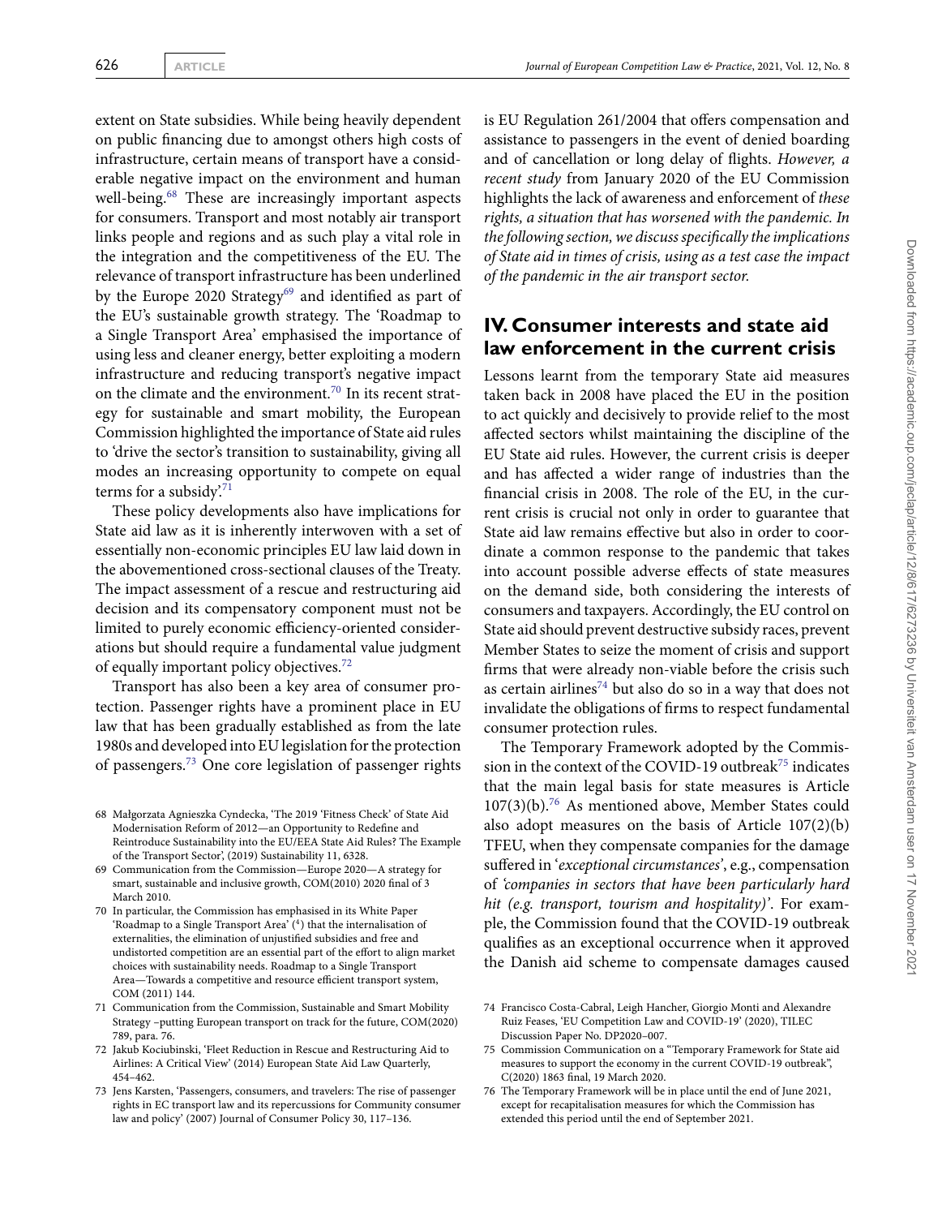extent on State subsidies. While being heavily dependent on public financing due to amongst others high costs of infrastructure, certain means of transport have a considerable negative impact on the environment and human well-being.[68] These are increasingly important aspects for consumers. Transport and most notably air transport links people and regions and as such play a vital role in the integration and the competitiveness of the EU. The relevance of transport infrastructure has been underlined by the Europe 2020 Strategy[69] and identified as part of the EU's sustainable growth strategy. The 'Roadmap to a Single Transport Area' emphasised the importance of using less and cleaner energy, better exploiting a modern infrastructure and reducing transport's negative impact on the climate and the environment.[70] In its recent strategy for sustainable and smart mobility, the European Commission highlighted the importance of State aid rules to 'drive the sector's transition to sustainability, giving all modes an increasing opportunity to compete on equal terms for a subsidy'.[71]

These policy developments also have implications for State aid law as it is inherently interwoven with a set of essentially non-economic principles EU law laid down in the abovementioned cross-sectional clauses of the Treaty. The impact assessment of a rescue and restructuring aid decision and its compensatory component must not be limited to purely economic efficiency-oriented considerations but should require a fundamental value judgment of equally important policy objectives.[72]

Transport has also been a key area of consumer protection. Passenger rights have a prominent place in EU law that has been gradually established as from the late 1980s and developed into EU legislation for the protection of passengers.[73] One core legislation of passenger rights is EU Regulation 261/2004 that offers compensation and assistance to passengers in the event of denied boarding and of cancellation or long delay of flights. *However, a recent study* from January 2020 of the EU Commission highlights the lack of awareness and enforcement of *these rights, a situation that has worsened with the pandemic. In the following section, we discuss specifically the implications of State aid in times of crisis, using as a test case the impact of the pandemic in the air transport sector.*

## IV. Consumer interests and state aid law enforcement in the current crisis

Lessons learnt from the temporary State aid measures taken back in 2008 have placed the EU in the position to act quickly and decisively to provide relief to the most affected sectors whilst maintaining the discipline of the EU State aid rules. However, the current crisis is deeper and has affected a wider range of industries than the financial crisis in 2008. The role of the EU, in the current crisis is crucial not only in order to guarantee that State aid law remains effective but also in order to coordinate a common response to the pandemic that takes into account possible adverse effects of state measures on the demand side, both considering the interests of consumers and taxpayers. Accordingly, the EU control on State aid should prevent destructive subsidy races, prevent Member States to seize the moment of crisis and support firms that were already non-viable before the crisis such as certain airlines[74] but also do so in a way that does not invalidate the obligations of firms to respect fundamental consumer protection rules.

The Temporary Framework adopted by the Commission in the context of the COVID-19 outbreak[75] indicates that the main legal basis for state measures is Article 107(3)(b).[76] As mentioned above, Member States could also adopt measures on the basis of Article 107(2)(b) TFEU, when they compensate companies for the damage suffered in '*exceptional circumstances*', e.g., compensation of *'companies in sectors that have been particularly hard hit (e.g. transport, tourism and hospitality)'*. For example, the Commission found that the COVID-19 outbreak qualifies as an exceptional occurrence when it approved the Danish aid scheme to compensate damages caused

---

68 Małgorzata Agnieszka Cyndecka, 'The 2019 'Fitness Check' of State Aid Modernisation Reform of 2012—an Opportunity to Redefine and Reintroduce Sustainability into the EU/EEA State Aid Rules? The Example of the Transport Sector', (2019) Sustainability 11, 6328.

69 Communication from the Commission—Europe 2020—A strategy for smart, sustainable and inclusive growth, COM(2010) 2020 final of 3 March 2010.

70 In particular, the Commission has emphasised in its White Paper 'Roadmap to a Single Transport Area' (4) that the internalisation of externalities, the elimination of unjustified subsidies and free and undistorted competition are an essential part of the effort to align market choices with sustainability needs. Roadmap to a Single Transport Area—Towards a competitive and resource efficient transport system, COM (2011) 144.

71 Communication from the Commission, Sustainable and Smart Mobility Strategy –putting European transport on track for the future, COM(2020) 789, para. 76.

72 Jakub Kociubinski, 'Fleet Reduction in Rescue and Restructuring Aid to Airlines: A Critical View' (2014) European State Aid Law Quarterly, 454–462.

73 Jens Karsten, 'Passengers, consumers, and travelers: The rise of passenger rights in EC transport law and its repercussions for Community consumer law and policy' (2007) Journal of Consumer Policy 30, 117–136.

74 Francisco Costa-Cabral, Leigh Hancher, Giorgio Monti and Alexandre Ruiz Feases, 'EU Competition Law and COVID-19' (2020), TILEC Discussion Paper No. DP2020–007.

75 Commission Communication on a "Temporary Framework for State aid measures to support the economy in the current COVID-19 outbreak", C(2020) 1863 final, 19 March 2020.

76 The Temporary Framework will be in place until the end of June 2021, except for recapitalisation measures for which the Commission has extended this period until the end of September 2021.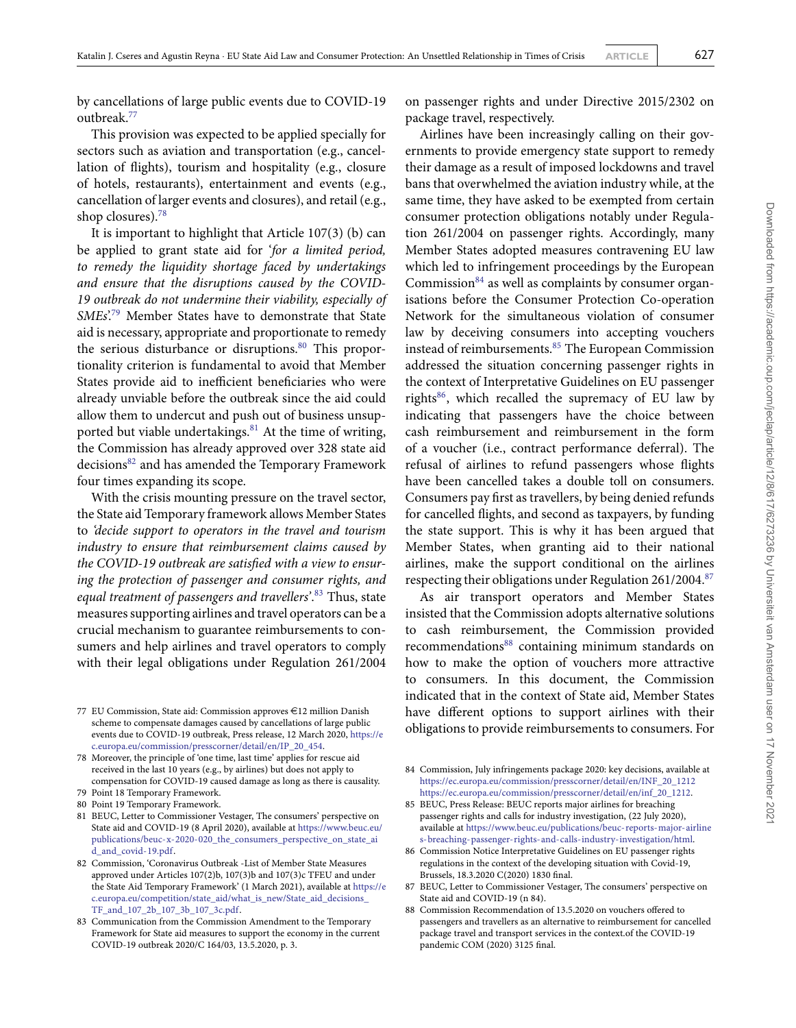by cancellations of large public events due to COVID-19 outbreak.[77]

This provision was expected to be applied specially for sectors such as aviation and transportation (e.g., cancellation of flights), tourism and hospitality (e.g., closure of hotels, restaurants), entertainment and events (e.g., cancellation of larger events and closures), and retail (e.g., shop closures).[78]

It is important to highlight that Article 107(3) (b) can be applied to grant state aid for '*for a limited period, to remedy the liquidity shortage faced by undertakings and ensure that the disruptions caused by the COVID-19 outbreak do not undermine their viability, especially of SMEs*'.[79] Member States have to demonstrate that State aid is necessary, appropriate and proportionate to remedy the serious disturbance or disruptions.[80] This proportionality criterion is fundamental to avoid that Member States provide aid to inefficient beneficiaries who were already unviable before the outbreak since the aid could allow them to undercut and push out of business unsupported but viable undertakings.[81] At the time of writing, the Commission has already approved over 328 state aid decisions[82] and has amended the Temporary Framework four times expanding its scope.

With the crisis mounting pressure on the travel sector, the State aid Temporary framework allows Member States to *'decide support to operators in the travel and tourism industry to ensure that reimbursement claims caused by the COVID-19 outbreak are satisfied with a view to ensuring the protection of passenger and consumer rights, and equal treatment of passengers and travellers*'.[83] Thus, state measures supporting airlines and travel operators can be a crucial mechanism to guarantee reimbursements to consumers and help airlines and travel operators to comply with their legal obligations under Regulation 261/2004 on passenger rights and under Directive 2015/2302 on package travel, respectively.

Airlines have been increasingly calling on their governments to provide emergency state support to remedy their damage as a result of imposed lockdowns and travel bans that overwhelmed the aviation industry while, at the same time, they have asked to be exempted from certain consumer protection obligations notably under Regulation 261/2004 on passenger rights. Accordingly, many Member States adopted measures contravening EU law which led to infringement proceedings by the European Commission[84] as well as complaints by consumer organisations before the Consumer Protection Co-operation Network for the simultaneous violation of consumer law by deceiving consumers into accepting vouchers instead of reimbursements.[85] The European Commission addressed the situation concerning passenger rights in the context of Interpretative Guidelines on EU passenger rights[86], which recalled the supremacy of EU law by indicating that passengers have the choice between cash reimbursement and reimbursement in the form of a voucher (i.e., contract performance deferral). The refusal of airlines to refund passengers whose flights have been cancelled takes a double toll on consumers. Consumers pay first as travellers, by being denied refunds for cancelled flights, and second as taxpayers, by funding the state support. This is why it has been argued that Member States, when granting aid to their national airlines, make the support conditional on the airlines respecting their obligations under Regulation 261/2004.[87]

As air transport operators and Member States insisted that the Commission adopts alternative solutions to cash reimbursement, the Commission provided recommendations[88] containing minimum standards on how to make the option of vouchers more attractive to consumers. In this document, the Commission indicated that in the context of State aid, Member States have different options to support airlines with their obligations to provide reimbursements to consumers. For

---

77 EU Commission, State aid: Commission approves €12 million Danish scheme to compensate damages caused by cancellations of large public events due to COVID-19 outbreak, Press release, 12 March 2020, https://ec.europa.eu/commission/presscorner/detail/en/IP_20_454.

78 Moreover, the principle of 'one time, last time' applies for rescue aid received in the last 10 years (e.g., by airlines) but does not apply to compensation for COVID-19 caused damage as long as there is causality.

79 Point 18 Temporary Framework.

80 Point 19 Temporary Framework.

81 BEUC, Letter to Commissioner Vestager, The consumers' perspective on State aid and COVID-19 (8 April 2020), available at https://www.beuc.eu/publications/beuc-x-2020-020_the_consumers_perspective_on_state_aid_and_covid-19.pdf.

82 Commission, 'Coronavirus Outbreak -List of Member State Measures approved under Articles 107(2)b, 107(3)b and 107(3)c TFEU and under the State Aid Temporary Framework' (1 March 2021), available at https://ec.europa.eu/competition/state_aid/what_is_new/State_aid_decisions_TF_and_107_2b_107_3b_107_3c.pdf.

83 Communication from the Commission Amendment to the Temporary Framework for State aid measures to support the economy in the current COVID-19 outbreak 2020/C 164/03, 13.5.2020, p. 3.

84 Commission, July infringements package 2020: key decisions, available at https://ec.europa.eu/commission/presscorner/detail/en/INF_20_1212 https://ec.europa.eu/commission/presscorner/detail/en/inf_20_1212.

85 BEUC, Press Release: BEUC reports major airlines for breaching passenger rights and calls for industry investigation, (22 July 2020), available at https://www.beuc.eu/publications/beuc-reports-major-airlines-breaching-passenger-rights-and-calls-industry-investigation/html.

86 Commission Notice Interpretative Guidelines on EU passenger rights regulations in the context of the developing situation with Covid-19, Brussels, 18.3.2020 C(2020) 1830 final.

87 BEUC, Letter to Commissioner Vestager, The consumers' perspective on State aid and COVID-19 (n 84).

88 Commission Recommendation of 13.5.2020 on vouchers offered to passengers and travellers as an alternative to reimbursement for cancelled package travel and transport services in the context.of the COVID-19 pandemic COM (2020) 3125 final.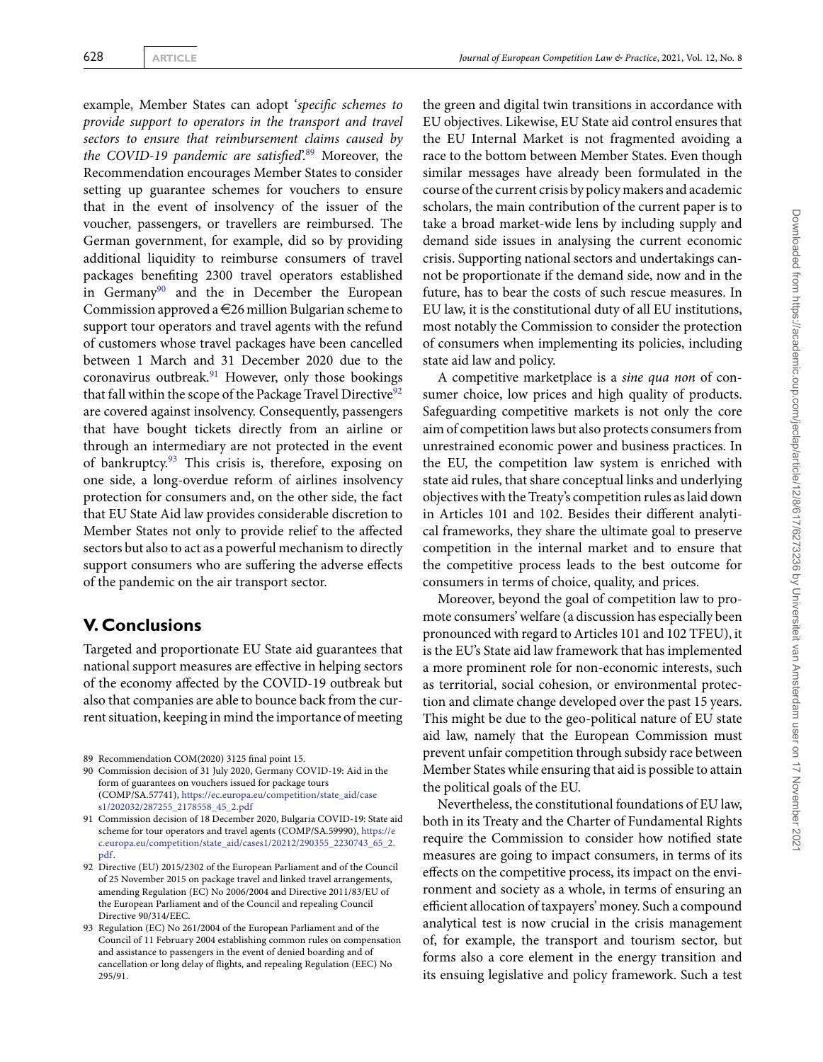example, Member States can adopt '*specific schemes to provide support to operators in the transport and travel sectors to ensure that reimbursement claims caused by the COVID-19 pandemic are satisfied*'.[89] Moreover, the Recommendation encourages Member States to consider setting up guarantee schemes for vouchers to ensure that in the event of insolvency of the issuer of the voucher, passengers, or travellers are reimbursed. The German government, for example, did so by providing additional liquidity to reimburse consumers of travel packages benefiting 2300 travel operators established in Germany[90] and the in December the European Commission approved a €26 million Bulgarian scheme to support tour operators and travel agents with the refund of customers whose travel packages have been cancelled between 1 March and 31 December 2020 due to the coronavirus outbreak.[91] However, only those bookings that fall within the scope of the Package Travel Directive[92] are covered against insolvency. Consequently, passengers that have bought tickets directly from an airline or through an intermediary are not protected in the event of bankruptcy.[93] This crisis is, therefore, exposing on one side, a long-overdue reform of airlines insolvency protection for consumers and, on the other side, the fact that EU State Aid law provides considerable discretion to Member States not only to provide relief to the affected sectors but also to act as a powerful mechanism to directly support consumers who are suffering the adverse effects of the pandemic on the air transport sector.

## V. Conclusions

Targeted and proportionate EU State aid guarantees that national support measures are effective in helping sectors of the economy affected by the COVID-19 outbreak but also that companies are able to bounce back from the current situation, keeping in mind the importance of meeting the green and digital twin transitions in accordance with EU objectives. Likewise, EU State aid control ensures that the EU Internal Market is not fragmented avoiding a race to the bottom between Member States. Even though similar messages have already been formulated in the course of the current crisis by policy makers and academic scholars, the main contribution of the current paper is to take a broad market-wide lens by including supply and demand side issues in analysing the current economic crisis. Supporting national sectors and undertakings cannot be proportionate if the demand side, now and in the future, has to bear the costs of such rescue measures. In EU law, it is the constitutional duty of all EU institutions, most notably the Commission to consider the protection of consumers when implementing its policies, including state aid law and policy.

A competitive marketplace is a *sine qua non* of consumer choice, low prices and high quality of products. Safeguarding competitive markets is not only the core aim of competition laws but also protects consumers from unrestrained economic power and business practices. In the EU, the competition law system is enriched with state aid rules, that share conceptual links and underlying objectives with the Treaty's competition rules as laid down in Articles 101 and 102. Besides their different analytical frameworks, they share the ultimate goal to preserve competition in the internal market and to ensure that the competitive process leads to the best outcome for consumers in terms of choice, quality, and prices.

Moreover, beyond the goal of competition law to promote consumers' welfare (a discussion has especially been pronounced with regard to Articles 101 and 102 TFEU), it is the EU's State aid law framework that has implemented a more prominent role for non-economic interests, such as territorial, social cohesion, or environmental protection and climate change developed over the past 15 years. This might be due to the geo-political nature of EU state aid law, namely that the European Commission must prevent unfair competition through subsidy race between Member States while ensuring that aid is possible to attain the political goals of the EU.

Nevertheless, the constitutional foundations of EU law, both in its Treaty and the Charter of Fundamental Rights require the Commission to consider how notified state measures are going to impact consumers, in terms of its effects on the competitive process, its impact on the environment and society as a whole, in terms of ensuring an efficient allocation of taxpayers' money. Such a compound analytical test is now crucial in the crisis management of, for example, the transport and tourism sector, but forms also a core element in the energy transition and its ensuing legislative and policy framework. Such a test

89 Recommendation COM(2020) 3125 final point 15.

90 Commission decision of 31 July 2020, Germany COVID-19: Aid in the form of guarantees on vouchers issued for package tours (COMP/SA.57741), https://ec.europa.eu/competition/state_aid/cases1/202032/287255_2178558_45_2.pdf

91 Commission decision of 18 December 2020, Bulgaria COVID-19: State aid scheme for tour operators and travel agents (COMP/SA.59990), https://ec.europa.eu/competition/state_aid/cases1/20212/290355_2230743_65_2.pdf.

92 Directive (EU) 2015/2302 of the European Parliament and of the Council of 25 November 2015 on package travel and linked travel arrangements, amending Regulation (EC) No 2006/2004 and Directive 2011/83/EU of the European Parliament and of the Council and repealing Council Directive 90/314/EEC.

93 Regulation (EC) No 261/2004 of the European Parliament and of the Council of 11 February 2004 establishing common rules on compensation and assistance to passengers in the event of denied boarding and of cancellation or long delay of flights, and repealing Regulation (EEC) No 295/91.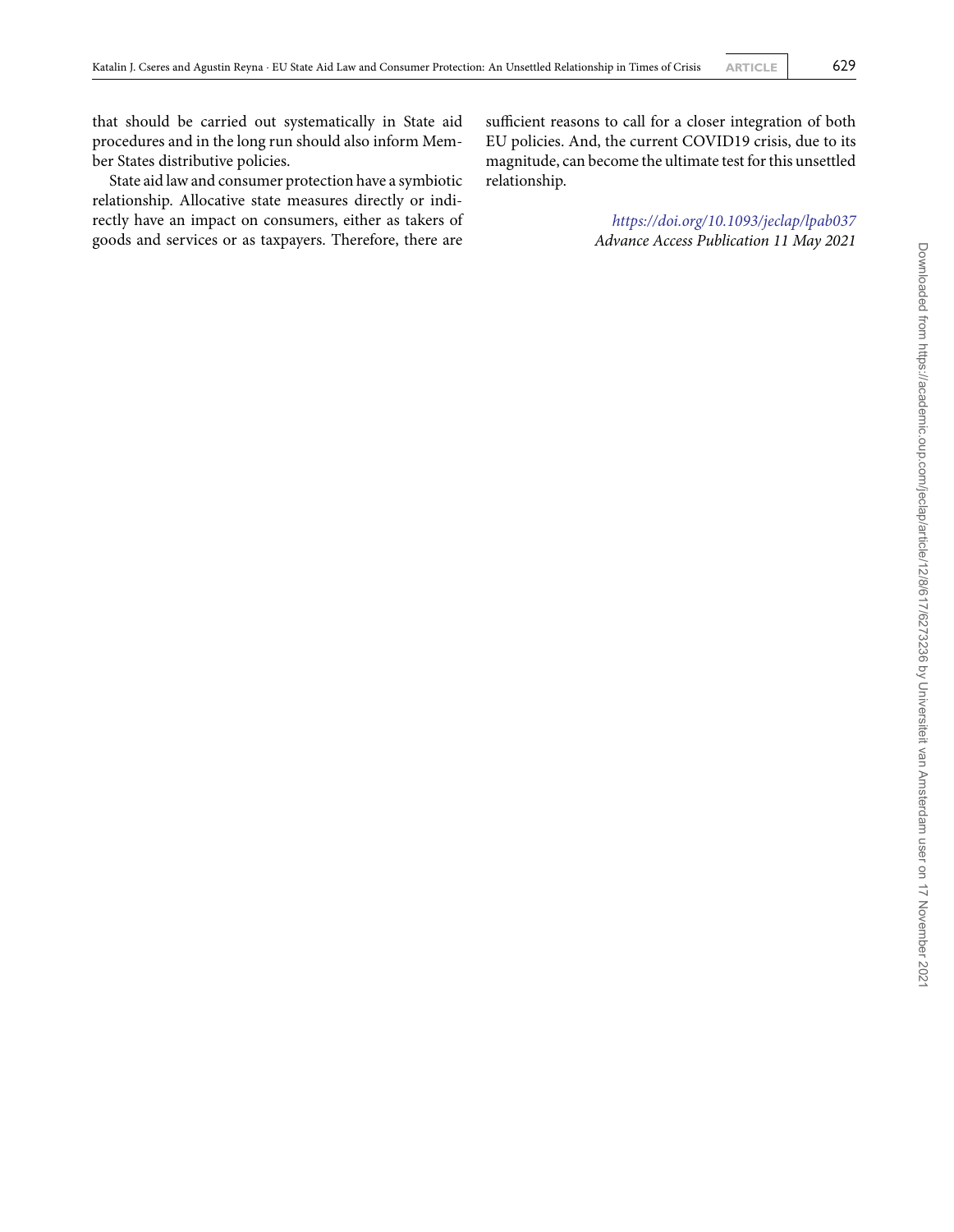that should be carried out systematically in State aid procedures and in the long run should also inform Member States distributive policies.

State aid law and consumer protection have a symbiotic relationship. Allocative state measures directly or indirectly have an impact on consumers, either as takers of goods and services or as taxpayers. Therefore, there are sufficient reasons to call for a closer integration of both EU policies. And, the current COVID19 crisis, due to its magnitude, can become the ultimate test for this unsettled relationship.

*https://doi.org/10.1093/jeclap/lpab037*
*Advance Access Publication 11 May 2021*